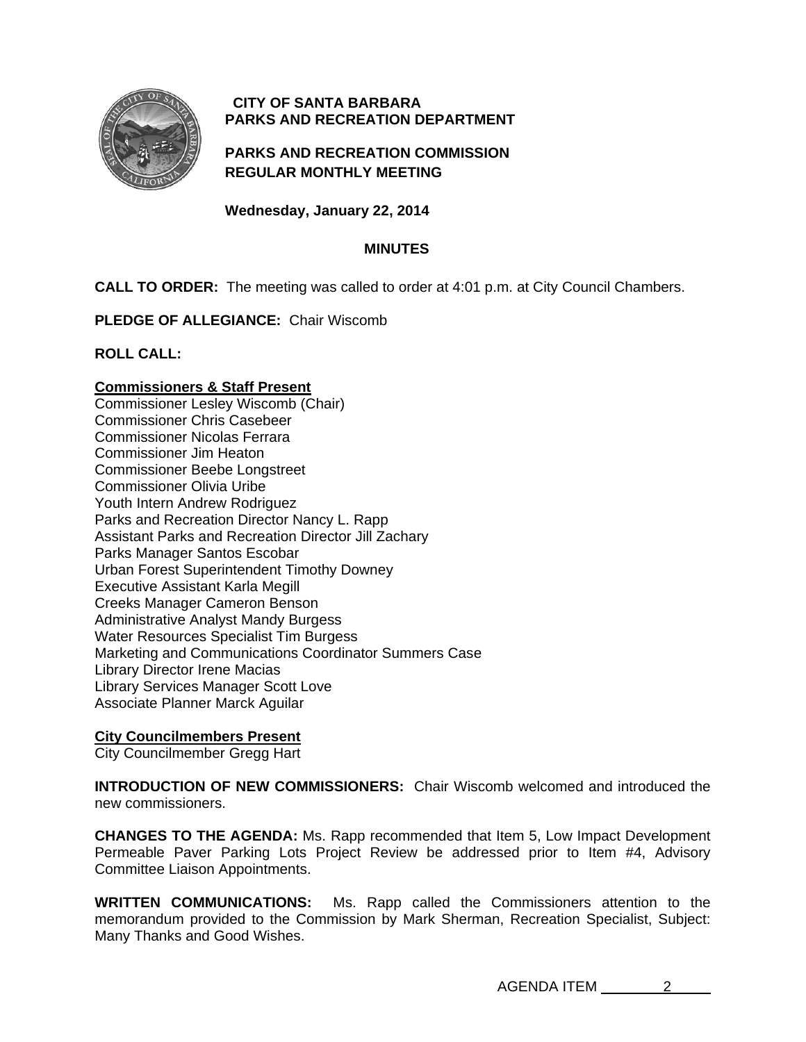# CITY OF SANTA BARBARA
## PARKS AND RECREATION DEPARTMENT

## PARKS AND RECREATION COMMISSION
## REGULAR MONTHLY MEETING

**Wednesday, January 22, 2014**

## MINUTES

**CALL TO ORDER:** The meeting was called to order at 4:01 p.m. at City Council Chambers.

**PLEDGE OF ALLEGIANCE:** Chair Wiscomb

**ROLL CALL:**

**Commissioners & Staff Present**

Commissioner Lesley Wiscomb (Chair)
Commissioner Chris Casebeer
Commissioner Nicolas Ferrara
Commissioner Jim Heaton
Commissioner Beebe Longstreet
Commissioner Olivia Uribe
Youth Intern Andrew Rodriguez
Parks and Recreation Director Nancy L. Rapp
Assistant Parks and Recreation Director Jill Zachary
Parks Manager Santos Escobar
Urban Forest Superintendent Timothy Downey
Executive Assistant Karla Megill
Creeks Manager Cameron Benson
Administrative Analyst Mandy Burgess
Water Resources Specialist Tim Burgess
Marketing and Communications Coordinator Summers Case
Library Director Irene Macias
Library Services Manager Scott Love
Associate Planner Marck Aguilar

**City Councilmembers Present**

City Councilmember Gregg Hart

**INTRODUCTION OF NEW COMMISSIONERS:** Chair Wiscomb welcomed and introduced the new commissioners.

**CHANGES TO THE AGENDA:** Ms. Rapp recommended that Item 5, Low Impact Development Permeable Paver Parking Lots Project Review be addressed prior to Item #4, Advisory Committee Liaison Appointments.

**WRITTEN COMMUNICATIONS:** Ms. Rapp called the Commissioners attention to the memorandum provided to the Commission by Mark Sherman, Recreation Specialist, Subject: Many Thanks and Good Wishes.

AGENDA ITEM 2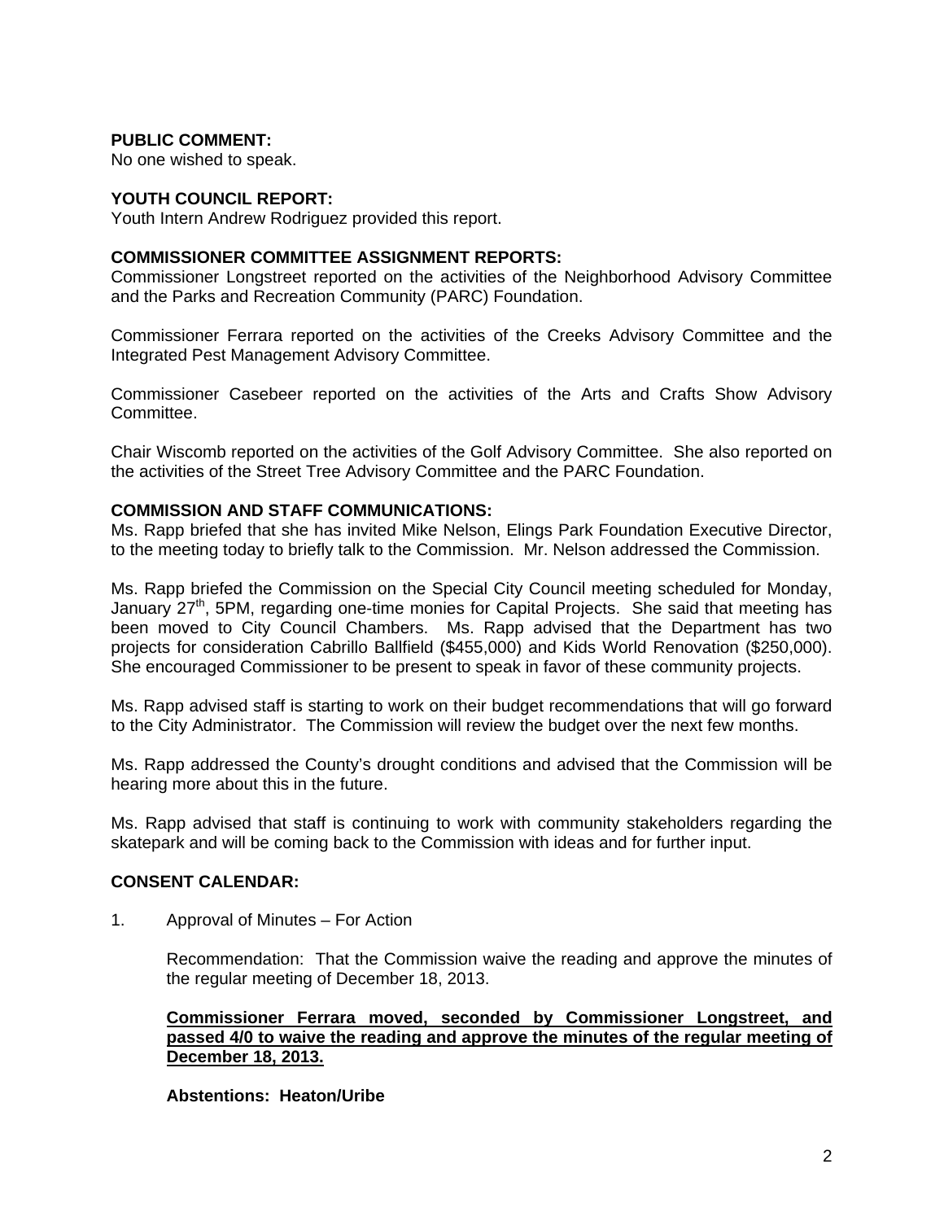**PUBLIC COMMENT:**
No one wished to speak.

**YOUTH COUNCIL REPORT:**
Youth Intern Andrew Rodriguez provided this report.

**COMMISSIONER COMMITTEE ASSIGNMENT REPORTS:**
Commissioner Longstreet reported on the activities of the Neighborhood Advisory Committee and the Parks and Recreation Community (PARC) Foundation.

Commissioner Ferrara reported on the activities of the Creeks Advisory Committee and the Integrated Pest Management Advisory Committee.

Commissioner Casebeer reported on the activities of the Arts and Crafts Show Advisory Committee.

Chair Wiscomb reported on the activities of the Golf Advisory Committee. She also reported on the activities of the Street Tree Advisory Committee and the PARC Foundation.

**COMMISSION AND STAFF COMMUNICATIONS:**
Ms. Rapp briefed that she has invited Mike Nelson, Elings Park Foundation Executive Director, to the meeting today to briefly talk to the Commission. Mr. Nelson addressed the Commission.

Ms. Rapp briefed the Commission on the Special City Council meeting scheduled for Monday, January 27th, 5PM, regarding one-time monies for Capital Projects. She said that meeting has been moved to City Council Chambers. Ms. Rapp advised that the Department has two projects for consideration Cabrillo Ballfield ($455,000) and Kids World Renovation ($250,000). She encouraged Commissioner to be present to speak in favor of these community projects.

Ms. Rapp advised staff is starting to work on their budget recommendations that will go forward to the City Administrator. The Commission will review the budget over the next few months.

Ms. Rapp addressed the County's drought conditions and advised that the Commission will be hearing more about this in the future.

Ms. Rapp advised that staff is continuing to work with community stakeholders regarding the skatepark and will be coming back to the Commission with ideas and for further input.

**CONSENT CALENDAR:**

1. Approval of Minutes – For Action

   Recommendation: That the Commission waive the reading and approve the minutes of the regular meeting of December 18, 2013.

   **<u>Commissioner Ferrara moved, seconded by Commissioner Longstreet, and passed 4/0 to waive the reading and approve the minutes of the regular meeting of December 18, 2013.</u>**

   **Abstentions: Heaton/Uribe**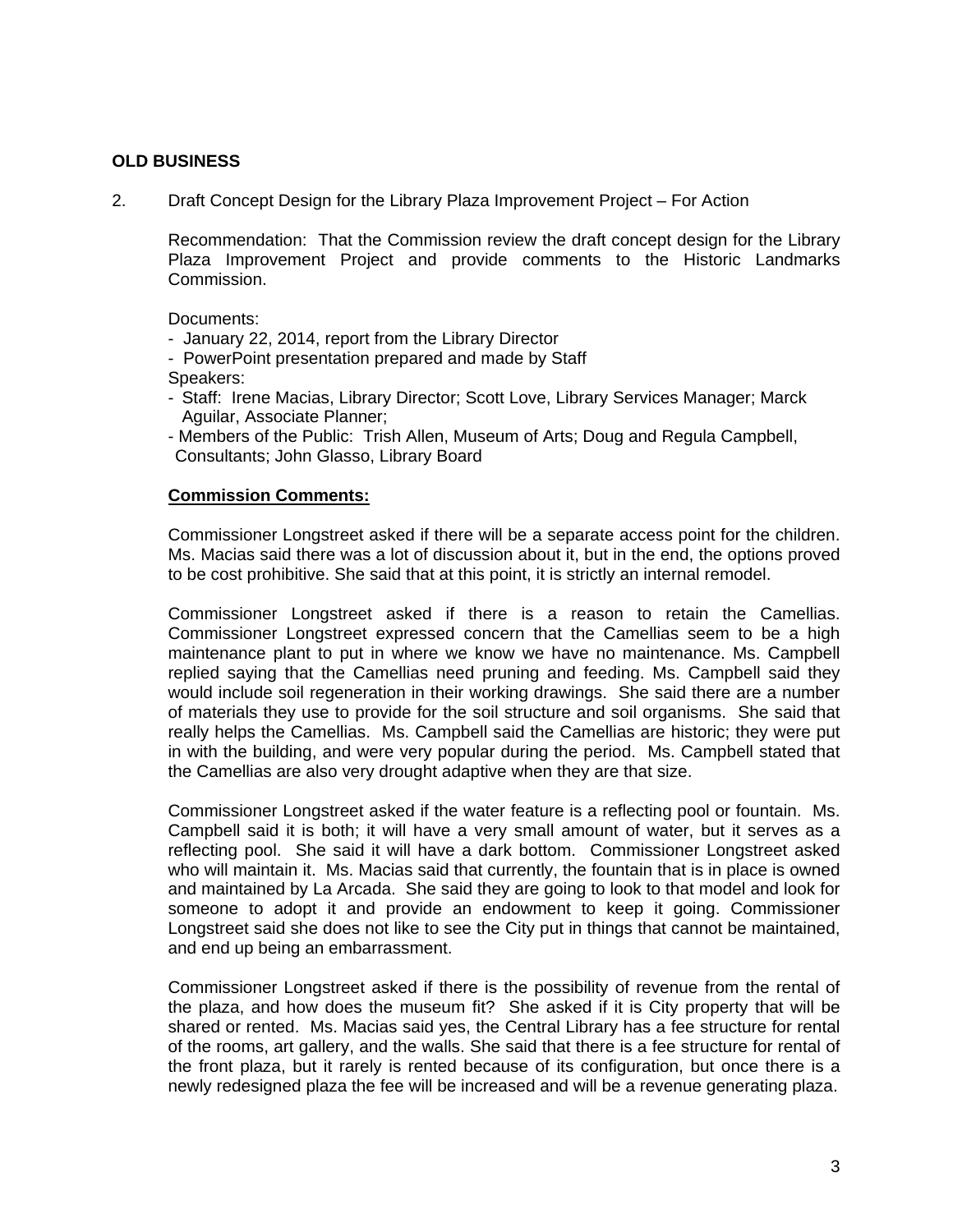**OLD BUSINESS**

2. Draft Concept Design for the Library Plaza Improvement Project – For Action

Recommendation: That the Commission review the draft concept design for the Library Plaza Improvement Project and provide comments to the Historic Landmarks Commission.

Documents:
- January 22, 2014, report from the Library Director
- PowerPoint presentation prepared and made by Staff

Speakers:
- Staff: Irene Macias, Library Director; Scott Love, Library Services Manager; Marck Aguilar, Associate Planner;
- Members of the Public: Trish Allen, Museum of Arts; Doug and Regula Campbell, Consultants; John Glasso, Library Board

**Commission Comments:**

Commissioner Longstreet asked if there will be a separate access point for the children. Ms. Macias said there was a lot of discussion about it, but in the end, the options proved to be cost prohibitive. She said that at this point, it is strictly an internal remodel.

Commissioner Longstreet asked if there is a reason to retain the Camellias. Commissioner Longstreet expressed concern that the Camellias seem to be a high maintenance plant to put in where we know we have no maintenance. Ms. Campbell replied saying that the Camellias need pruning and feeding. Ms. Campbell said they would include soil regeneration in their working drawings. She said there are a number of materials they use to provide for the soil structure and soil organisms. She said that really helps the Camellias. Ms. Campbell said the Camellias are historic; they were put in with the building, and were very popular during the period. Ms. Campbell stated that the Camellias are also very drought adaptive when they are that size.

Commissioner Longstreet asked if the water feature is a reflecting pool or fountain. Ms. Campbell said it is both; it will have a very small amount of water, but it serves as a reflecting pool. She said it will have a dark bottom. Commissioner Longstreet asked who will maintain it. Ms. Macias said that currently, the fountain that is in place is owned and maintained by La Arcada. She said they are going to look to that model and look for someone to adopt it and provide an endowment to keep it going. Commissioner Longstreet said she does not like to see the City put in things that cannot be maintained, and end up being an embarrassment.

Commissioner Longstreet asked if there is the possibility of revenue from the rental of the plaza, and how does the museum fit? She asked if it is City property that will be shared or rented. Ms. Macias said yes, the Central Library has a fee structure for rental of the rooms, art gallery, and the walls. She said that there is a fee structure for rental of the front plaza, but it rarely is rented because of its configuration, but once there is a newly redesigned plaza the fee will be increased and will be a revenue generating plaza.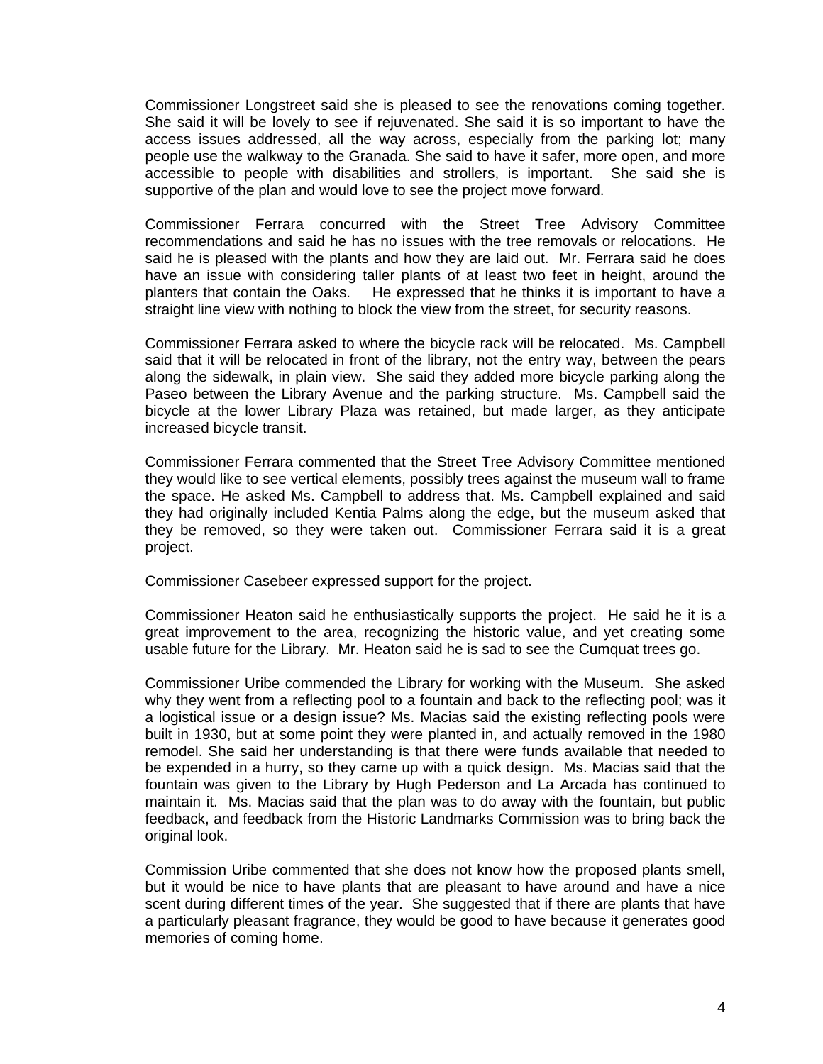Commissioner Longstreet said she is pleased to see the renovations coming together. She said it will be lovely to see if rejuvenated. She said it is so important to have the access issues addressed, all the way across, especially from the parking lot; many people use the walkway to the Granada. She said to have it safer, more open, and more accessible to people with disabilities and strollers, is important. She said she is supportive of the plan and would love to see the project move forward.

Commissioner Ferrara concurred with the Street Tree Advisory Committee recommendations and said he has no issues with the tree removals or relocations. He said he is pleased with the plants and how they are laid out. Mr. Ferrara said he does have an issue with considering taller plants of at least two feet in height, around the planters that contain the Oaks. He expressed that he thinks it is important to have a straight line view with nothing to block the view from the street, for security reasons.

Commissioner Ferrara asked to where the bicycle rack will be relocated. Ms. Campbell said that it will be relocated in front of the library, not the entry way, between the pears along the sidewalk, in plain view. She said they added more bicycle parking along the Paseo between the Library Avenue and the parking structure. Ms. Campbell said the bicycle at the lower Library Plaza was retained, but made larger, as they anticipate increased bicycle transit.

Commissioner Ferrara commented that the Street Tree Advisory Committee mentioned they would like to see vertical elements, possibly trees against the museum wall to frame the space. He asked Ms. Campbell to address that. Ms. Campbell explained and said they had originally included Kentia Palms along the edge, but the museum asked that they be removed, so they were taken out. Commissioner Ferrara said it is a great project.

Commissioner Casebeer expressed support for the project.

Commissioner Heaton said he enthusiastically supports the project. He said he it is a great improvement to the area, recognizing the historic value, and yet creating some usable future for the Library. Mr. Heaton said he is sad to see the Cumquat trees go.

Commissioner Uribe commended the Library for working with the Museum. She asked why they went from a reflecting pool to a fountain and back to the reflecting pool; was it a logistical issue or a design issue? Ms. Macias said the existing reflecting pools were built in 1930, but at some point they were planted in, and actually removed in the 1980 remodel. She said her understanding is that there were funds available that needed to be expended in a hurry, so they came up with a quick design. Ms. Macias said that the fountain was given to the Library by Hugh Pederson and La Arcada has continued to maintain it. Ms. Macias said that the plan was to do away with the fountain, but public feedback, and feedback from the Historic Landmarks Commission was to bring back the original look.

Commission Uribe commented that she does not know how the proposed plants smell, but it would be nice to have plants that are pleasant to have around and have a nice scent during different times of the year. She suggested that if there are plants that have a particularly pleasant fragrance, they would be good to have because it generates good memories of coming home.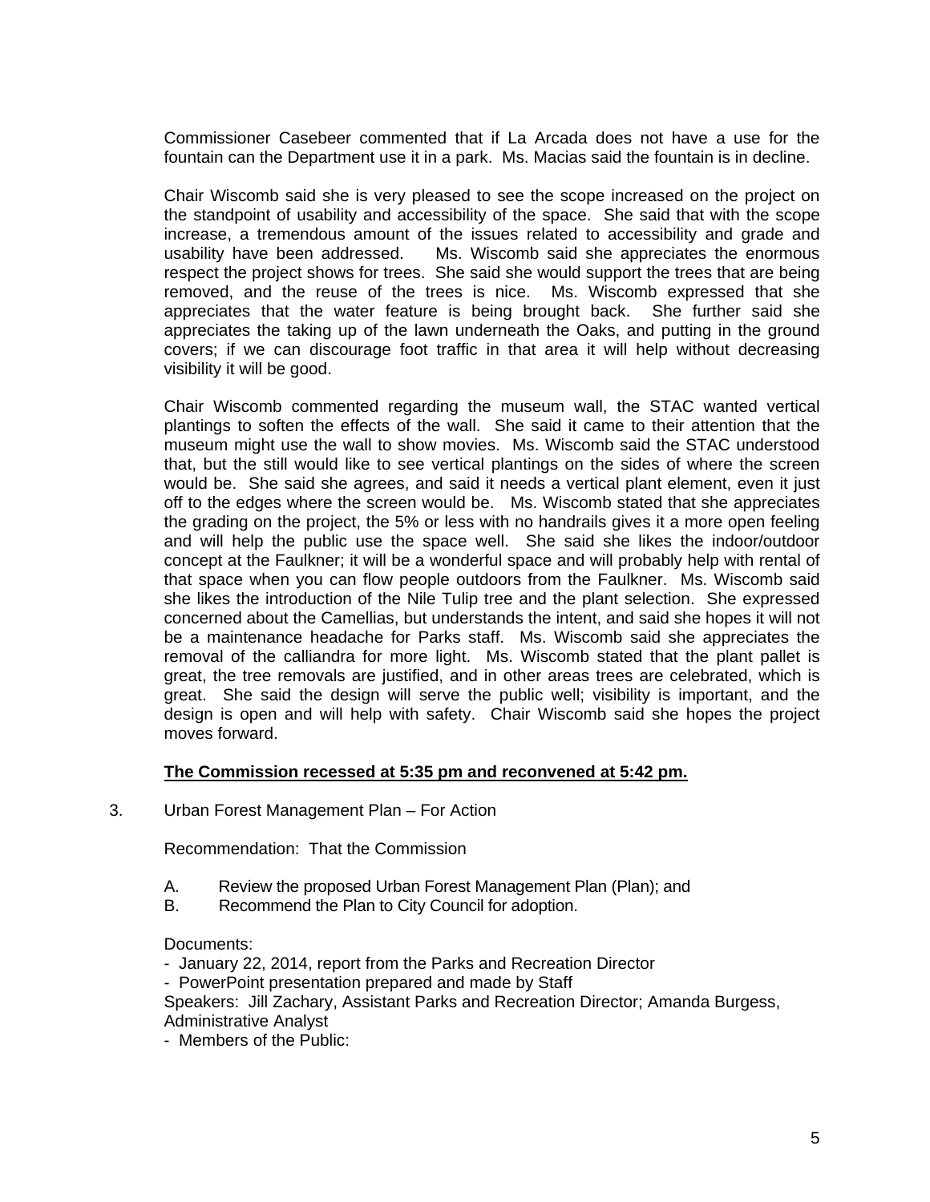Commissioner Casebeer commented that if La Arcada does not have a use for the fountain can the Department use it in a park. Ms. Macias said the fountain is in decline.

Chair Wiscomb said she is very pleased to see the scope increased on the project on the standpoint of usability and accessibility of the space. She said that with the scope increase, a tremendous amount of the issues related to accessibility and grade and usability have been addressed. Ms. Wiscomb said she appreciates the enormous respect the project shows for trees. She said she would support the trees that are being removed, and the reuse of the trees is nice. Ms. Wiscomb expressed that she appreciates that the water feature is being brought back. She further said she appreciates the taking up of the lawn underneath the Oaks, and putting in the ground covers; if we can discourage foot traffic in that area it will help without decreasing visibility it will be good.

Chair Wiscomb commented regarding the museum wall, the STAC wanted vertical plantings to soften the effects of the wall. She said it came to their attention that the museum might use the wall to show movies. Ms. Wiscomb said the STAC understood that, but the still would like to see vertical plantings on the sides of where the screen would be. She said she agrees, and said it needs a vertical plant element, even it just off to the edges where the screen would be. Ms. Wiscomb stated that she appreciates the grading on the project, the 5% or less with no handrails gives it a more open feeling and will help the public use the space well. She said she likes the indoor/outdoor concept at the Faulkner; it will be a wonderful space and will probably help with rental of that space when you can flow people outdoors from the Faulkner. Ms. Wiscomb said she likes the introduction of the Nile Tulip tree and the plant selection. She expressed concerned about the Camellias, but understands the intent, and said she hopes it will not be a maintenance headache for Parks staff. Ms. Wiscomb said she appreciates the removal of the calliandra for more light. Ms. Wiscomb stated that the plant pallet is great, the tree removals are justified, and in other areas trees are celebrated, which is great. She said the design will serve the public well; visibility is important, and the design is open and will help with safety. Chair Wiscomb said she hopes the project moves forward.

**The Commission recessed at 5:35 pm and reconvened at 5:42 pm.**

3. Urban Forest Management Plan – For Action

   Recommendation: That the Commission

   A. Review the proposed Urban Forest Management Plan (Plan); and
   B. Recommend the Plan to City Council for adoption.

   Documents:
   - January 22, 2014, report from the Parks and Recreation Director
   - PowerPoint presentation prepared and made by Staff

   Speakers: Jill Zachary, Assistant Parks and Recreation Director; Amanda Burgess, Administrative Analyst
   - Members of the Public: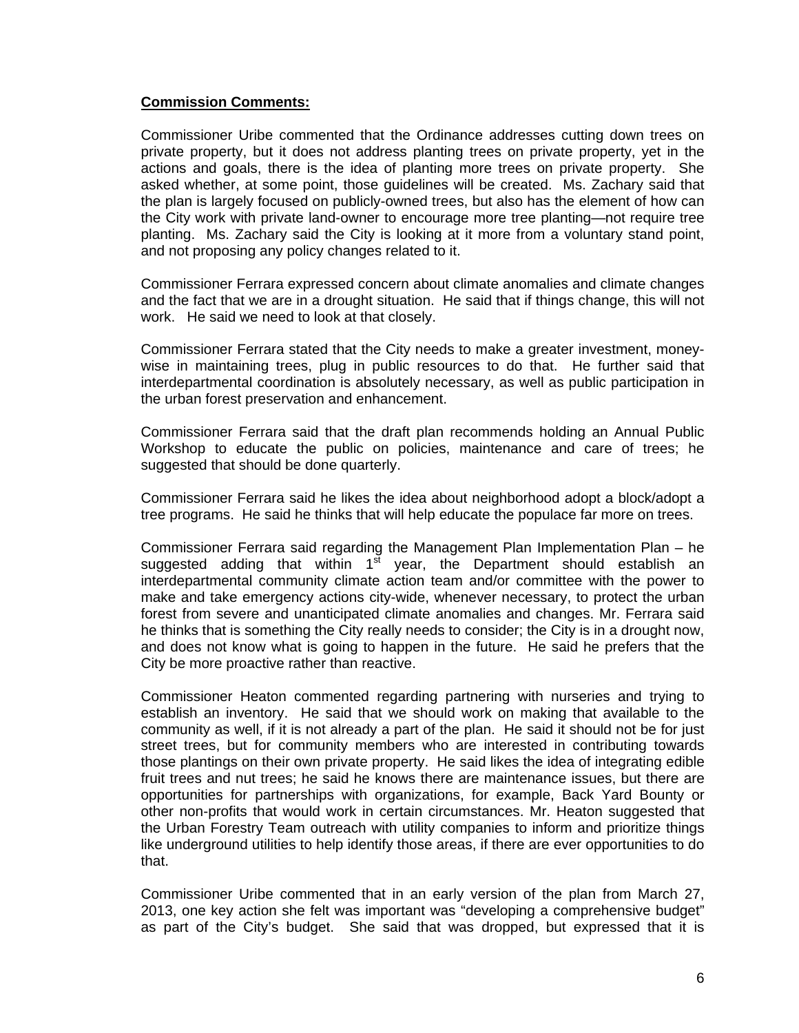**Commission Comments:**

Commissioner Uribe commented that the Ordinance addresses cutting down trees on private property, but it does not address planting trees on private property, yet in the actions and goals, there is the idea of planting more trees on private property. She asked whether, at some point, those guidelines will be created. Ms. Zachary said that the plan is largely focused on publicly-owned trees, but also has the element of how can the City work with private land-owner to encourage more tree planting—not require tree planting. Ms. Zachary said the City is looking at it more from a voluntary stand point, and not proposing any policy changes related to it.

Commissioner Ferrara expressed concern about climate anomalies and climate changes and the fact that we are in a drought situation. He said that if things change, this will not work. He said we need to look at that closely.

Commissioner Ferrara stated that the City needs to make a greater investment, money-wise in maintaining trees, plug in public resources to do that. He further said that interdepartmental coordination is absolutely necessary, as well as public participation in the urban forest preservation and enhancement.

Commissioner Ferrara said that the draft plan recommends holding an Annual Public Workshop to educate the public on policies, maintenance and care of trees; he suggested that should be done quarterly.

Commissioner Ferrara said he likes the idea about neighborhood adopt a block/adopt a tree programs. He said he thinks that will help educate the populace far more on trees.

Commissioner Ferrara said regarding the Management Plan Implementation Plan – he suggested adding that within 1st year, the Department should establish an interdepartmental community climate action team and/or committee with the power to make and take emergency actions city-wide, whenever necessary, to protect the urban forest from severe and unanticipated climate anomalies and changes. Mr. Ferrara said he thinks that is something the City really needs to consider; the City is in a drought now, and does not know what is going to happen in the future. He said he prefers that the City be more proactive rather than reactive.

Commissioner Heaton commented regarding partnering with nurseries and trying to establish an inventory. He said that we should work on making that available to the community as well, if it is not already a part of the plan. He said it should not be for just street trees, but for community members who are interested in contributing towards those plantings on their own private property. He said likes the idea of integrating edible fruit trees and nut trees; he said he knows there are maintenance issues, but there are opportunities for partnerships with organizations, for example, Back Yard Bounty or other non-profits that would work in certain circumstances. Mr. Heaton suggested that the Urban Forestry Team outreach with utility companies to inform and prioritize things like underground utilities to help identify those areas, if there are ever opportunities to do that.

Commissioner Uribe commented that in an early version of the plan from March 27, 2013, one key action she felt was important was "developing a comprehensive budget" as part of the City's budget. She said that was dropped, but expressed that it is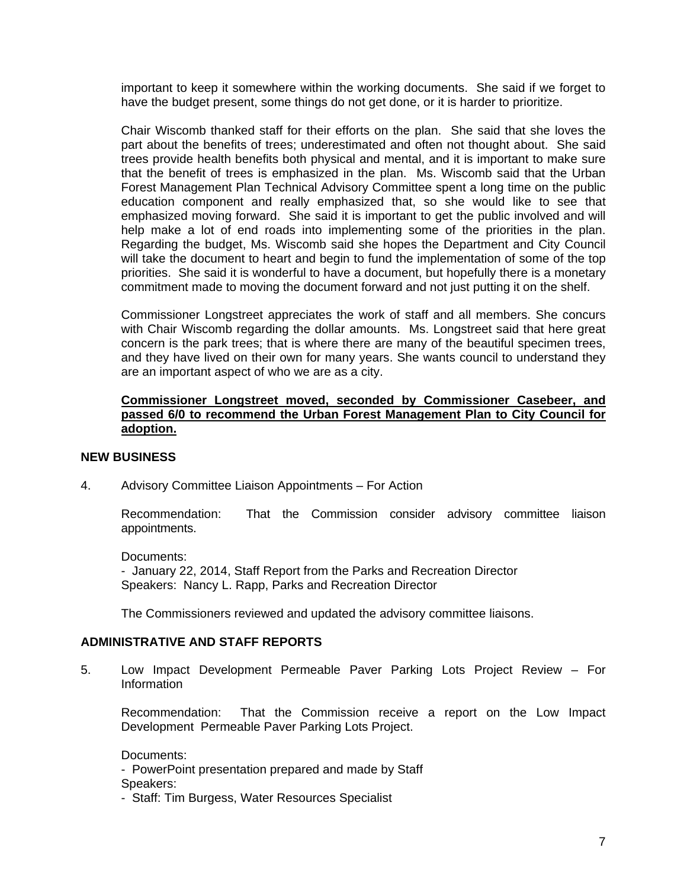important to keep it somewhere within the working documents. She said if we forget to have the budget present, some things do not get done, or it is harder to prioritize.

Chair Wiscomb thanked staff for their efforts on the plan. She said that she loves the part about the benefits of trees; underestimated and often not thought about. She said trees provide health benefits both physical and mental, and it is important to make sure that the benefit of trees is emphasized in the plan. Ms. Wiscomb said that the Urban Forest Management Plan Technical Advisory Committee spent a long time on the public education component and really emphasized that, so she would like to see that emphasized moving forward. She said it is important to get the public involved and will help make a lot of end roads into implementing some of the priorities in the plan. Regarding the budget, Ms. Wiscomb said she hopes the Department and City Council will take the document to heart and begin to fund the implementation of some of the top priorities. She said it is wonderful to have a document, but hopefully there is a monetary commitment made to moving the document forward and not just putting it on the shelf.

Commissioner Longstreet appreciates the work of staff and all members. She concurs with Chair Wiscomb regarding the dollar amounts. Ms. Longstreet said that here great concern is the park trees; that is where there are many of the beautiful specimen trees, and they have lived on their own for many years. She wants council to understand they are an important aspect of who we are as a city.

**Commissioner Longstreet moved, seconded by Commissioner Casebeer, and passed 6/0 to recommend the Urban Forest Management Plan to City Council for adoption.**

## NEW BUSINESS

4. Advisory Committee Liaison Appointments – For Action

   Recommendation: That the Commission consider advisory committee liaison appointments.

   Documents:
   - January 22, 2014, Staff Report from the Parks and Recreation Director
   Speakers: Nancy L. Rapp, Parks and Recreation Director

   The Commissioners reviewed and updated the advisory committee liaisons.

## ADMINISTRATIVE AND STAFF REPORTS

5. Low Impact Development Permeable Paver Parking Lots Project Review – For Information

   Recommendation: That the Commission receive a report on the Low Impact Development Permeable Paver Parking Lots Project.

   Documents:
   - PowerPoint presentation prepared and made by Staff
   Speakers:
   - Staff: Tim Burgess, Water Resources Specialist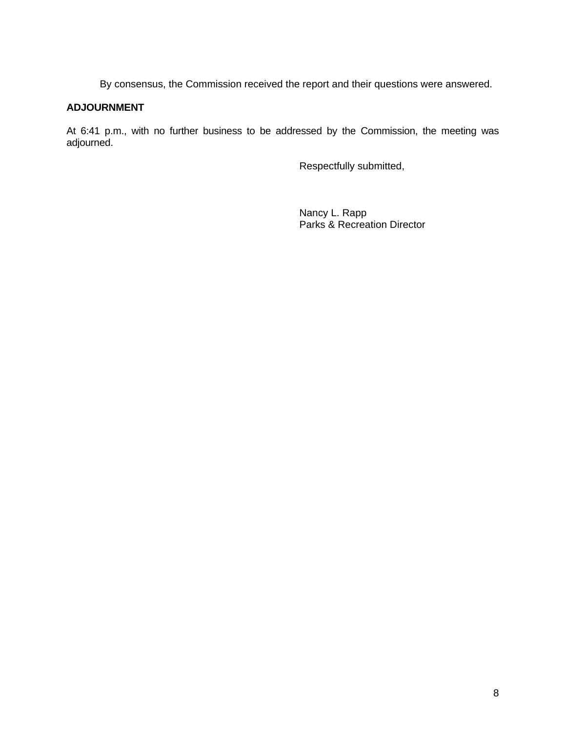By consensus, the Commission received the report and their questions were answered.

**ADJOURNMENT**

At 6:41 p.m., with no further business to be addressed by the Commission, the meeting was adjourned.

Respectfully submitted,

Nancy L. Rapp
Parks & Recreation Director